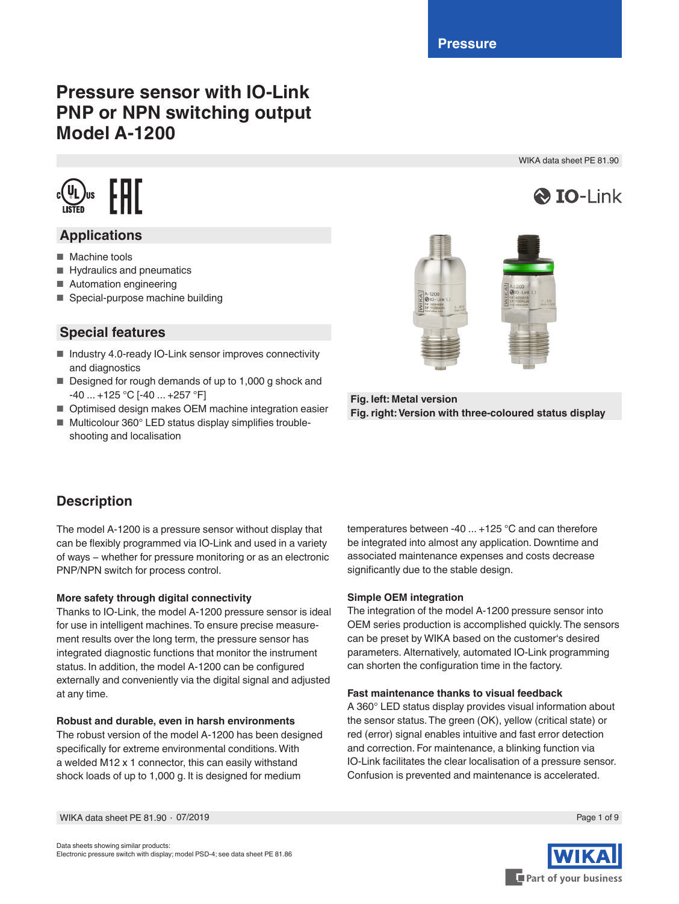Pressure

# Pressure sensor with IO-Link PNP or NPN switching output Model A-1200

WIKA data sheet PE 81.90

## Applications

- Machine tools
- Hydraulics and pneumatics
- Automation engineering
- Special-purpose machine building

## Special features

- Industry 4.0-ready IO-Link sensor improves connectivity and diagnostics
- Designed for rough demands of up to 1,000 g shock and -40 ... +125 °C [-40 ... +257 °F]
- Optimised design makes OEM machine integration easier
- Multicolour 360° LED status display simplifies trouble-shooting and localisation

**Fig. left: Metal version**
**Fig. right: Version with three-coloured status display**

## Description

The model A-1200 is a pressure sensor without display that can be flexibly programmed via IO-Link and used in a variety of ways – whether for pressure monitoring or as an electronic PNP/NPN switch for process control.

**More safety through digital connectivity**
Thanks to IO-Link, the model A-1200 pressure sensor is ideal for use in intelligent machines. To ensure precise measurement results over the long term, the pressure sensor has integrated diagnostic functions that monitor the instrument status. In addition, the model A-1200 can be configured externally and conveniently via the digital signal and adjusted at any time.

**Robust and durable, even in harsh environments**
The robust version of the model A-1200 has been designed specifically for extreme environmental conditions. With a welded M12 x 1 connector, this can easily withstand shock loads of up to 1,000 g. It is designed for medium temperatures between -40 ... +125 °C and can therefore be integrated into almost any application. Downtime and associated maintenance expenses and costs decrease significantly due to the stable design.

**Simple OEM integration**
The integration of the model A-1200 pressure sensor into OEM series production is accomplished quickly. The sensors can be preset by WIKA based on the customer's desired parameters. Alternatively, automated IO-Link programming can shorten the configuration time in the factory.

**Fast maintenance thanks to visual feedback**
A 360° LED status display provides visual information about the sensor status. The green (OK), yellow (critical state) or red (error) signal enables intuitive and fast error detection and correction. For maintenance, a blinking function via IO-Link facilitates the clear localisation of a pressure sensor. Confusion is prevented and maintenance is accelerated.

Data sheets showing similar products:
Electronic pressure switch with display; model PSD-4; see data sheet PE 81.86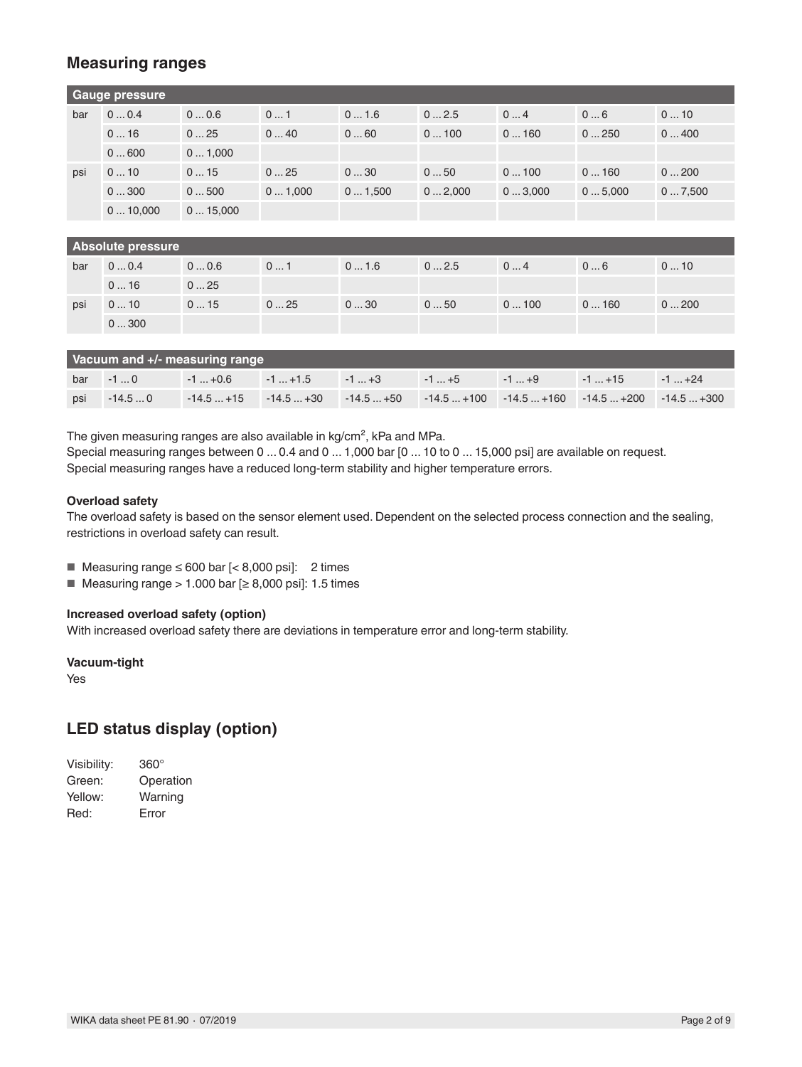## Measuring ranges

| Gauge pressure | | | | | | | | |
|---|---|---|---|---|---|---|---|---|
| bar | 0 ... 0.4 | 0 ... 0.6 | 0 ... 1 | 0 ... 1.6 | 0 ... 2.5 | 0 ... 4 | 0 ... 6 | 0 ... 10 |
| | 0 ... 16 | 0 ... 25 | 0 ... 40 | 0 ... 60 | 0 ... 100 | 0 ... 160 | 0 ... 250 | 0 ... 400 |
| | 0 ... 600 | 0 ... 1,000 | | | | | | |
| psi | 0 ... 10 | 0 ... 15 | 0 ... 25 | 0 ... 30 | 0 ... 50 | 0 ... 100 | 0 ... 160 | 0 ... 200 |
| | 0 ... 300 | 0 ... 500 | 0 ... 1,000 | 0 ... 1,500 | 0 ... 2,000 | 0 ... 3,000 | 0 ... 5,000 | 0 ... 7,500 |
| | 0 ... 10,000 | 0 ... 15,000 | | | | | | |

| Absolute pressure | | | | | | | | |
|---|---|---|---|---|---|---|---|---|
| bar | 0 ... 0.4 | 0 ... 0.6 | 0 ... 1 | 0 ... 1.6 | 0 ... 2.5 | 0 ... 4 | 0 ... 6 | 0 ... 10 |
| | 0 ... 16 | 0 ... 25 | | | | | | |
| psi | 0 ... 10 | 0 ... 15 | 0 ... 25 | 0 ... 30 | 0 ... 50 | 0 ... 100 | 0 ... 160 | 0 ... 200 |
| | 0 ... 300 | | | | | | | |

| Vacuum and +/- measuring range | | | | | | | | |
|---|---|---|---|---|---|---|---|---|
| bar | -1 ... 0 | -1 ... +0.6 | -1 ... +1.5 | -1 ... +3 | -1 ... +5 | -1 ... +9 | -1 ... +15 | -1 ... +24 |
| psi | -14.5 ... 0 | -14.5 ... +15 | -14.5 ... +30 | -14.5 ... +50 | -14.5 ... +100 | -14.5 ... +160 | -14.5 ... +200 | -14.5 ... +300 |

The given measuring ranges are also available in kg/cm², kPa and MPa.
Special measuring ranges between 0 ... 0.4 and 0 ... 1,000 bar [0 ... 10 to 0 ... 15,000 psi] are available on request.
Special measuring ranges have a reduced long-term stability and higher temperature errors.

**Overload safety**

The overload safety is based on the sensor element used. Dependent on the selected process connection and the sealing, restrictions in overload safety can result.

- Measuring range ≤ 600 bar [< 8,000 psi]: 2 times
- Measuring range > 1.000 bar [≥ 8,000 psi]: 1.5 times

**Increased overload safety (option)**

With increased overload safety there are deviations in temperature error and long-term stability.

**Vacuum-tight**

Yes

## LED status display (option)

Visibility: 360°
Green: Operation
Yellow: Warning
Red: Error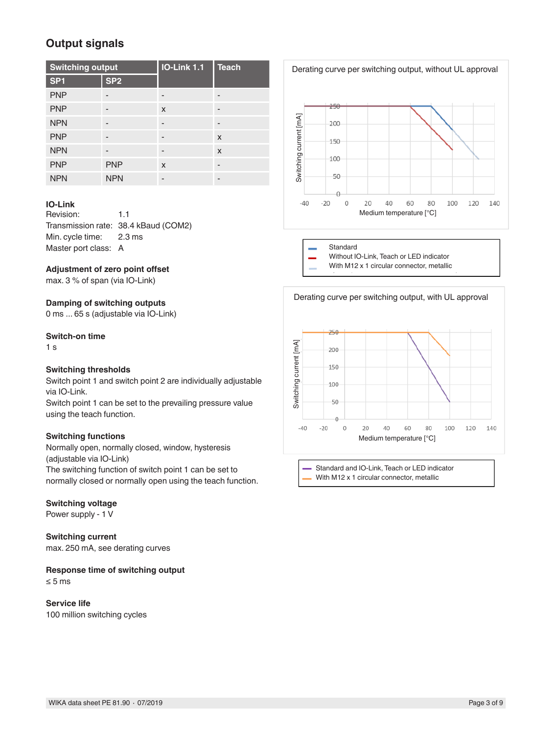## Output signals

| Switching output | | IO-Link 1.1 | Teach |
|---|---|---|---|
| SP1 | SP2 | | |
| PNP | - | - | - |
| PNP | - | x | - |
| NPN | - | - | - |
| PNP | - | - | x |
| NPN | - | - | x |
| PNP | PNP | x | - |
| NPN | NPN | - | - |

**IO-Link**
Revision: 1.1
Transmission rate: 38.4 kBaud (COM2)
Min. cycle time: 2.3 ms
Master port class: A

**Adjustment of zero point offset**
max. 3 % of span (via IO-Link)

**Damping of switching outputs**
0 ms ... 65 s (adjustable via IO-Link)

**Switch-on time**
1 s

**Switching thresholds**
Switch point 1 and switch point 2 are individually adjustable via IO-Link.
Switch point 1 can be set to the prevailing pressure value using the teach function.

**Switching functions**
Normally open, normally closed, window, hysteresis (adjustable via IO-Link)
The switching function of switch point 1 can be set to normally closed or normally open using the teach function.

**Switching voltage**
Power supply - 1 V

**Switching current**
max. 250 mA, see derating curves

**Response time of switching output**
≤ 5 ms

**Service life**
100 million switching cycles

Derating curve per switching output, without UL approval

- Standard
- Without IO-Link, Teach or LED indicator
- With M12 x 1 circular connector, metallic

Derating curve per switching output, with UL approval

- Standard and IO-Link, Teach or LED indicator
- With M12 x 1 circular connector, metallic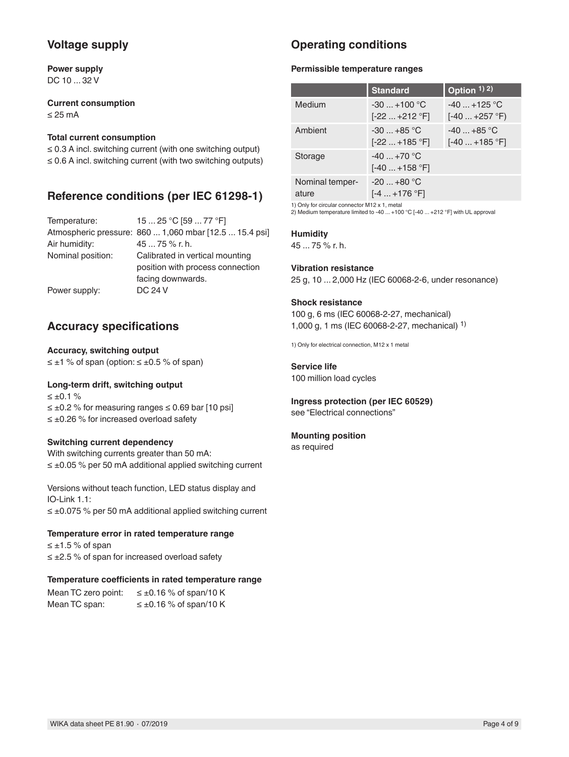## Voltage supply

**Power supply**
DC 10 ... 32 V

**Current consumption**
≤ 25 mA

**Total current consumption**
≤ 0.3 A incl. switching current (with one switching output)
≤ 0.6 A incl. switching current (with two switching outputs)

## Reference conditions (per IEC 61298-1)

| | |
|---|---|
| Temperature: | 15 ... 25 °C [59 ... 77 °F] |
| Atmospheric pressure: | 860 ... 1,060 mbar [12.5 ... 15.4 psi] |
| Air humidity: | 45 ... 75 % r. h. |
| Nominal position: | Calibrated in vertical mounting position with process connection facing downwards. |
| Power supply: | DC 24 V |

## Accuracy specifications

**Accuracy, switching output**
≤ ±1 % of span (option: ≤ ±0.5 % of span)

**Long-term drift, switching output**
≤ ±0.1 %
≤ ±0.2 % for measuring ranges ≤ 0.69 bar [10 psi]
≤ ±0.26 % for increased overload safety

**Switching current dependency**
With switching currents greater than 50 mA:
≤ ±0.05 % per 50 mA additional applied switching current

Versions without teach function, LED status display and IO-Link 1.1:
≤ ±0.075 % per 50 mA additional applied switching current

**Temperature error in rated temperature range**
≤ ±1.5 % of span
≤ ±2.5 % of span for increased overload safety

**Temperature coefficients in rated temperature range**

| | |
|---|---|
| Mean TC zero point: | ≤ ±0.16 % of span/10 K |
| Mean TC span: | ≤ ±0.16 % of span/10 K |

## Operating conditions

**Permissible temperature ranges**

| | Standard | Option 1) 2) |
|---|---|---|
| Medium | -30 ... +100 °C [-22 ... +212 °F] | -40 ... +125 °C [-40 ... +257 °F) |
| Ambient | -30 ... +85 °C [-22 ... +185 °F] | -40 ... +85 °C [-40 ... +185 °F] |
| Storage | -40 ... +70 °C [-40 ... +158 °F] | |
| Nominal temperature | -20 ... +80 °C [-4 ... +176 °F] | |

1) Only for circular connector M12 x 1, metal
2) Medium temperature limited to -40 ... +100 °C [-40 ... +212 °F] with UL approval

**Humidity**
45 ... 75 % r. h.

**Vibration resistance**
25 g, 10 ... 2,000 Hz (IEC 60068-2-6, under resonance)

**Shock resistance**
100 g, 6 ms (IEC 60068-2-27, mechanical)
1,000 g, 1 ms (IEC 60068-2-27, mechanical) 1)

1) Only for electrical connection, M12 x 1 metal

**Service life**
100 million load cycles

**Ingress protection (per IEC 60529)**
see "Electrical connections"

**Mounting position**
as required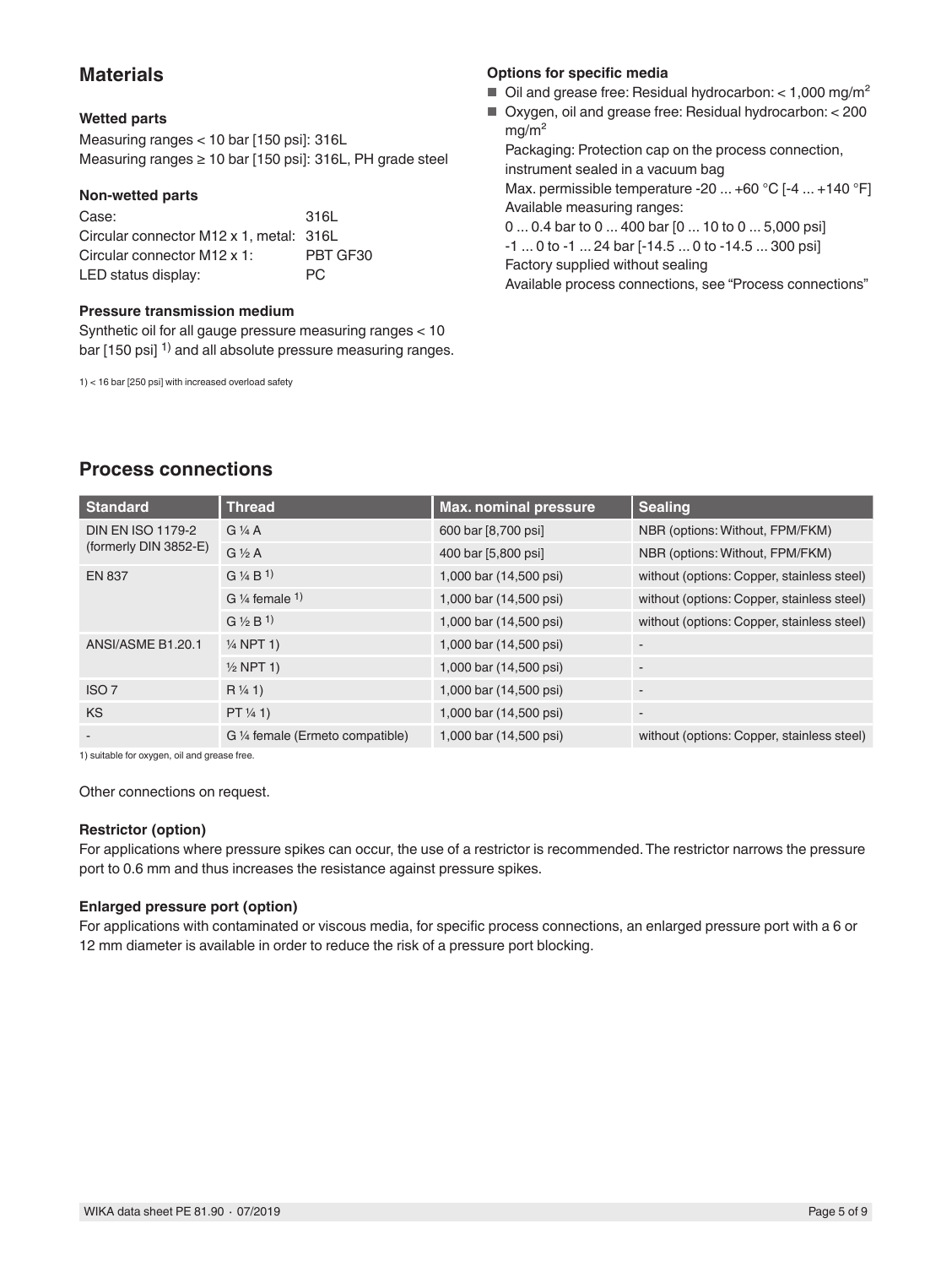## Materials

### Wetted parts

Measuring ranges < 10 bar [150 psi]: 316L
Measuring ranges ≥ 10 bar [150 psi]: 316L, PH grade steel

### Non-wetted parts

| | |
|---|---|
| Case: | 316L |
| Circular connector M12 x 1, metal: | 316L |
| Circular connector M12 x 1: | PBT GF30 |
| LED status display: | PC |

### Pressure transmission medium

Synthetic oil for all gauge pressure measuring ranges < 10 bar [150 psi] [1] and all absolute pressure measuring ranges.

1) < 16 bar [250 psi] with increased overload safety

### Options for specific media

- Oil and grease free: Residual hydrocarbon: < 1,000 mg/m²
- Oxygen, oil and grease free: Residual hydrocarbon: < 200 mg/m²
  Packaging: Protection cap on the process connection, instrument sealed in a vacuum bag
  Max. permissible temperature -20 ... +60 °C [-4 ... +140 °F]
  Available measuring ranges:
  0 ... 0.4 bar to 0 ... 400 bar [0 ... 10 to 0 ... 5,000 psi]
  -1 ... 0 to -1 ... 24 bar [-14.5 ... 0 to -14.5 ... 300 psi]
  Factory supplied without sealing
  Available process connections, see “Process connections”

## Process connections

| Standard | Thread | Max. nominal pressure | Sealing |
|---|---|---|---|
| DIN EN ISO 1179-2 (formerly DIN 3852-E) | G ¼ A | 600 bar [8,700 psi] | NBR (options: Without, FPM/FKM) |
| | G ½ A | 400 bar [5,800 psi] | NBR (options: Without, FPM/FKM) |
| EN 837 | G ¼ B [1] | 1,000 bar (14,500 psi) | without (options: Copper, stainless steel) |
| | G ¼ female [1] | 1,000 bar (14,500 psi) | without (options: Copper, stainless steel) |
| | G ½ B [1] | 1,000 bar (14,500 psi) | without (options: Copper, stainless steel) |
| ANSI/ASME B1.20.1 | ¼ NPT 1) | 1,000 bar (14,500 psi) | - |
| | ½ NPT 1) | 1,000 bar (14,500 psi) | - |
| ISO 7 | R ¼ 1) | 1,000 bar (14,500 psi) | - |
| KS | PT ¼ 1) | 1,000 bar (14,500 psi) | - |
| - | G ¼ female (Ermeto compatible) | 1,000 bar (14,500 psi) | without (options: Copper, stainless steel) |

1) suitable for oxygen, oil and grease free.

Other connections on request.

### Restrictor (option)

For applications where pressure spikes can occur, the use of a restrictor is recommended. The restrictor narrows the pressure port to 0.6 mm and thus increases the resistance against pressure spikes.

### Enlarged pressure port (option)

For applications with contaminated or viscous media, for specific process connections, an enlarged pressure port with a 6 or 12 mm diameter is available in order to reduce the risk of a pressure port blocking.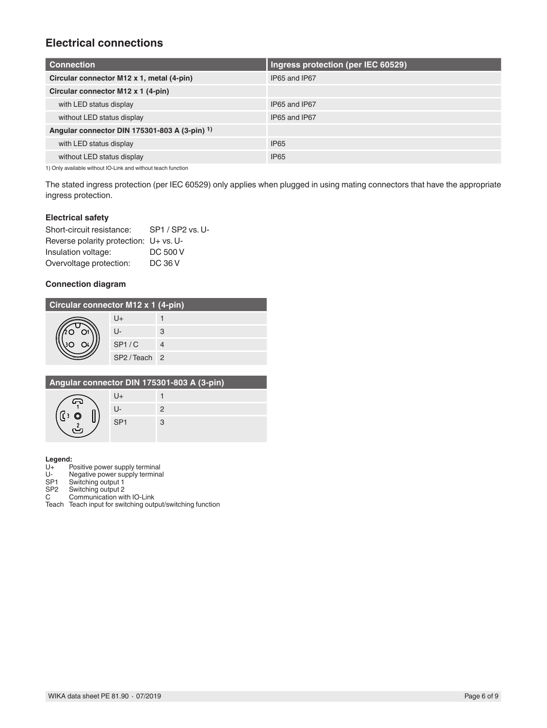## Electrical connections

| Connection | Ingress protection (per IEC 60529) |
|---|---|
| **Circular connector M12 x 1, metal (4-pin)** | IP65 and IP67 |
| **Circular connector M12 x 1 (4-pin)** | |
| with LED status display | IP65 and IP67 |
| without LED status display | IP65 and IP67 |
| **Angular connector DIN 175301-803 A (3-pin) [1)]** | |
| with LED status display | IP65 |
| without LED status display | IP65 |

1) Only available without IO-Link and without teach function

The stated ingress protection (per IEC 60529) only applies when plugged in using mating connectors that have the appropriate ingress protection.

### Electrical safety

Short-circuit resistance: SP1 / SP2 vs. U-
Reverse polarity protection: U+ vs. U-
Insulation voltage: DC 500 V
Overvoltage protection: DC 36 V

### Connection diagram

| Circular connector M12 x 1 (4-pin) | |
|---|---|
| U+ | 1 |
| U- | 3 |
| SP1 / C | 4 |
| SP2 / Teach | 2 |

| Angular connector DIN 175301-803 A (3-pin) | |
|---|---|
| U+ | 1 |
| U- | 2 |
| SP1 | 3 |

**Legend:**

U+ Positive power supply terminal
U- Negative power supply terminal
SP1 Switching output 1
SP2 Switching output 2
C Communication with IO-Link
Teach Teach input for switching output/switching function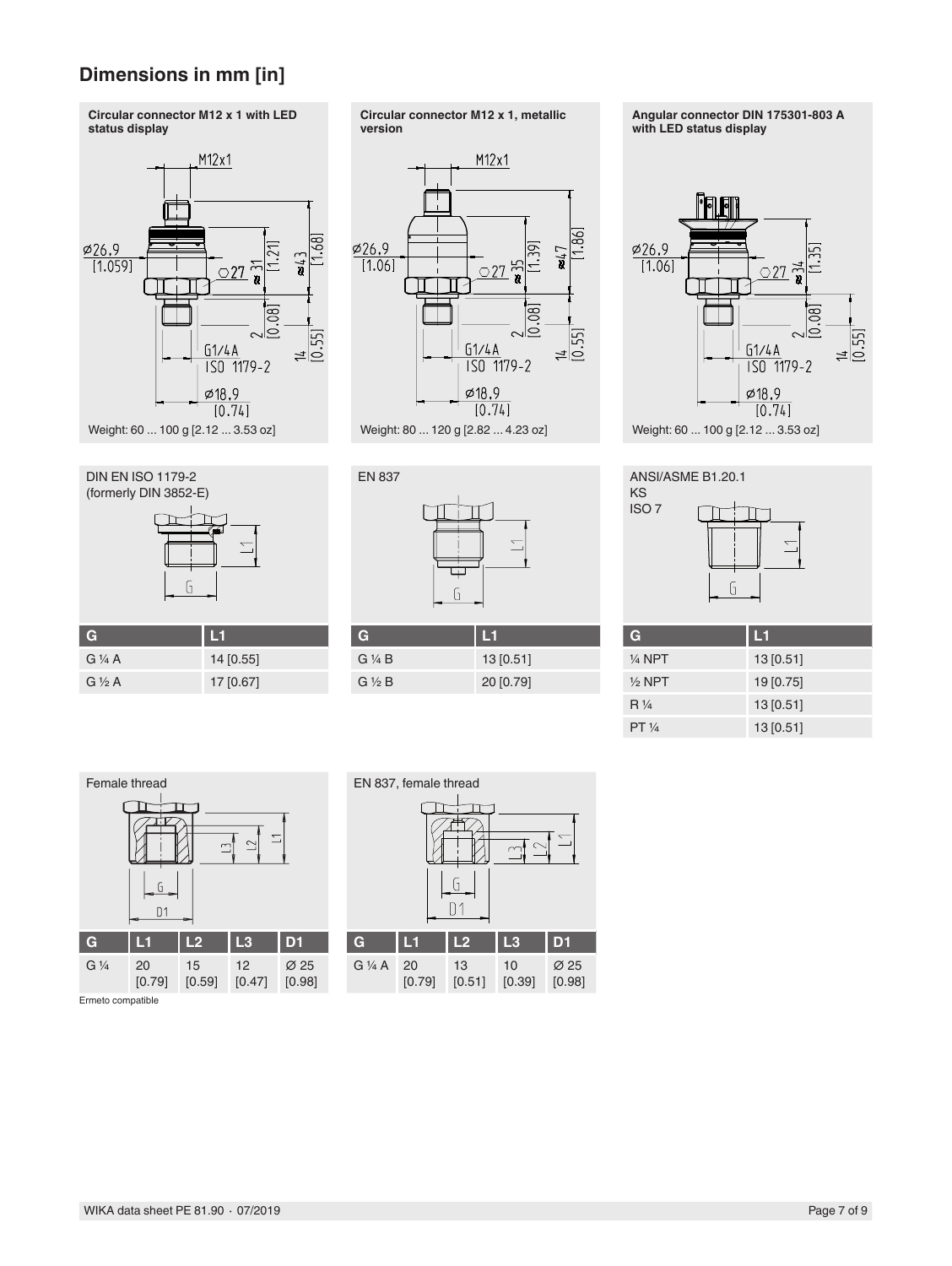## Dimensions in mm [in]

**Circular connector M12 x 1 with LED status display**

Weight: 60 ... 100 g [2.12 ... 3.53 oz]

**Circular connector M12 x 1, metallic version**

Weight: 80 ... 120 g [2.82 ... 4.23 oz]

**Angular connector DIN 175301-803 A with LED status display**

Weight: 60 ... 100 g [2.12 ... 3.53 oz]

DIN EN ISO 1179-2 (formerly DIN 3852-E)

| G | L1 |
|---|---|
| G ¼ A | 14 [0.55] |
| G ½ A | 17 [0.67] |

EN 837

| G | L1 |
|---|---|
| G ¼ B | 13 [0.51] |
| G ½ B | 20 [0.79] |

ANSI/ASME B1.20.1
KS
ISO 7

| G | L1 |
|---|---|
| ¼ NPT | 13 [0.51] |
| ½ NPT | 19 [0.75] |
| R ¼ | 13 [0.51] |
| PT ¼ | 13 [0.51] |

Female thread

| G | L1 | L2 | L3 | D1 |
|---|---|---|---|---|
| G ¼ | 20 [0.79] | 15 [0.59] | 12 [0.47] | Ø 25 [0.98] |

Ermeto compatible

EN 837, female thread

| G | L1 | L2 | L3 | D1 |
|---|---|---|---|---|
| G ¼ A | 20 [0.79] | 13 [0.51] | 10 [0.39] | Ø 25 [0.98] |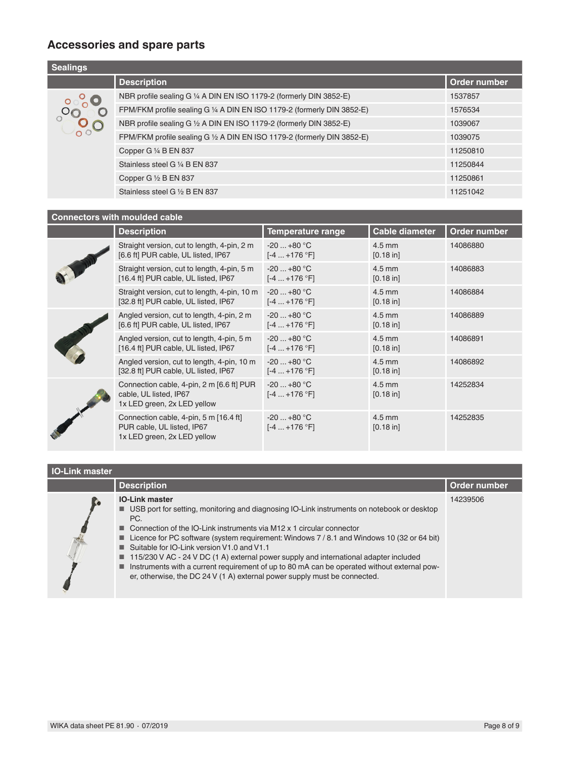## Accessories and spare parts

| Sealings | | |
|---|---|---|
| | **Description** | **Order number** |
| | NBR profile sealing G ¼ A DIN EN ISO 1179-2 (formerly DIN 3852-E) | 1537857 |
| | FPM/FKM profile sealing G ¼ A DIN EN ISO 1179-2 (formerly DIN 3852-E) | 1576534 |
| | NBR profile sealing G ½ A DIN EN ISO 1179-2 (formerly DIN 3852-E) | 1039067 |
| | FPM/FKM profile sealing G ½ A DIN EN ISO 1179-2 (formerly DIN 3852-E) | 1039075 |
| | Copper G ¼ B EN 837 | 11250810 |
| | Stainless steel G ¼ B EN 837 | 11250844 |
| | Copper G ½ B EN 837 | 11250861 |
| | Stainless steel G ½ B EN 837 | 11251042 |

| Connectors with moulded cable | | | | |
|---|---|---|---|---|
| | **Description** | **Temperature range** | **Cable diameter** | **Order number** |
| | Straight version, cut to length, 4-pin, 2 m [6.6 ft] PUR cable, UL listed, IP67 | -20 ... +80 °C [-4 ... +176 °F] | 4.5 mm [0.18 in] | 14086880 |
| | Straight version, cut to length, 4-pin, 5 m [16.4 ft] PUR cable, UL listed, IP67 | -20 ... +80 °C [-4 ... +176 °F] | 4.5 mm [0.18 in] | 14086883 |
| | Straight version, cut to length, 4-pin, 10 m [32.8 ft] PUR cable, UL listed, IP67 | -20 ... +80 °C [-4 ... +176 °F] | 4.5 mm [0.18 in] | 14086884 |
| | Angled version, cut to length, 4-pin, 2 m [6.6 ft] PUR cable, UL listed, IP67 | -20 ... +80 °C [-4 ... +176 °F] | 4.5 mm [0.18 in] | 14086889 |
| | Angled version, cut to length, 4-pin, 5 m [16.4 ft] PUR cable, UL listed, IP67 | -20 ... +80 °C [-4 ... +176 °F] | 4.5 mm [0.18 in] | 14086891 |
| | Angled version, cut to length, 4-pin, 10 m [32.8 ft] PUR cable, UL listed, IP67 | -20 ... +80 °C [-4 ... +176 °F] | 4.5 mm [0.18 in] | 14086892 |
| | Connection cable, 4-pin, 2 m [6.6 ft] PUR cable, UL listed, IP67<br>1x LED green, 2x LED yellow | -20 ... +80 °C [-4 ... +176 °F] | 4.5 mm [0.18 in] | 14252834 |
| | Connection cable, 4-pin, 5 m [16.4 ft] PUR cable, UL listed, IP67<br>1x LED green, 2x LED yellow | -20 ... +80 °C [-4 ... +176 °F] | 4.5 mm [0.18 in] | 14252835 |

| IO-Link master | | |
|---|---|---|
| | **Description** | **Order number** |
| | **IO-Link master**<br>■ USB port for setting, monitoring and diagnosing IO-Link instruments on notebook or desktop PC.<br>■ Connection of the IO-Link instruments via M12 x 1 circular connector<br>■ Licence for PC software (system requirement: Windows 7 / 8.1 and Windows 10 (32 or 64 bit)<br>■ Suitable for IO-Link version V1.0 and V1.1<br>■ 115/230 V AC - 24 V DC (1 A) external power supply and international adapter included<br>■ Instruments with a current requirement of up to 80 mA can be operated without external power, otherwise, the DC 24 V (1 A) external power supply must be connected. | 14239506 |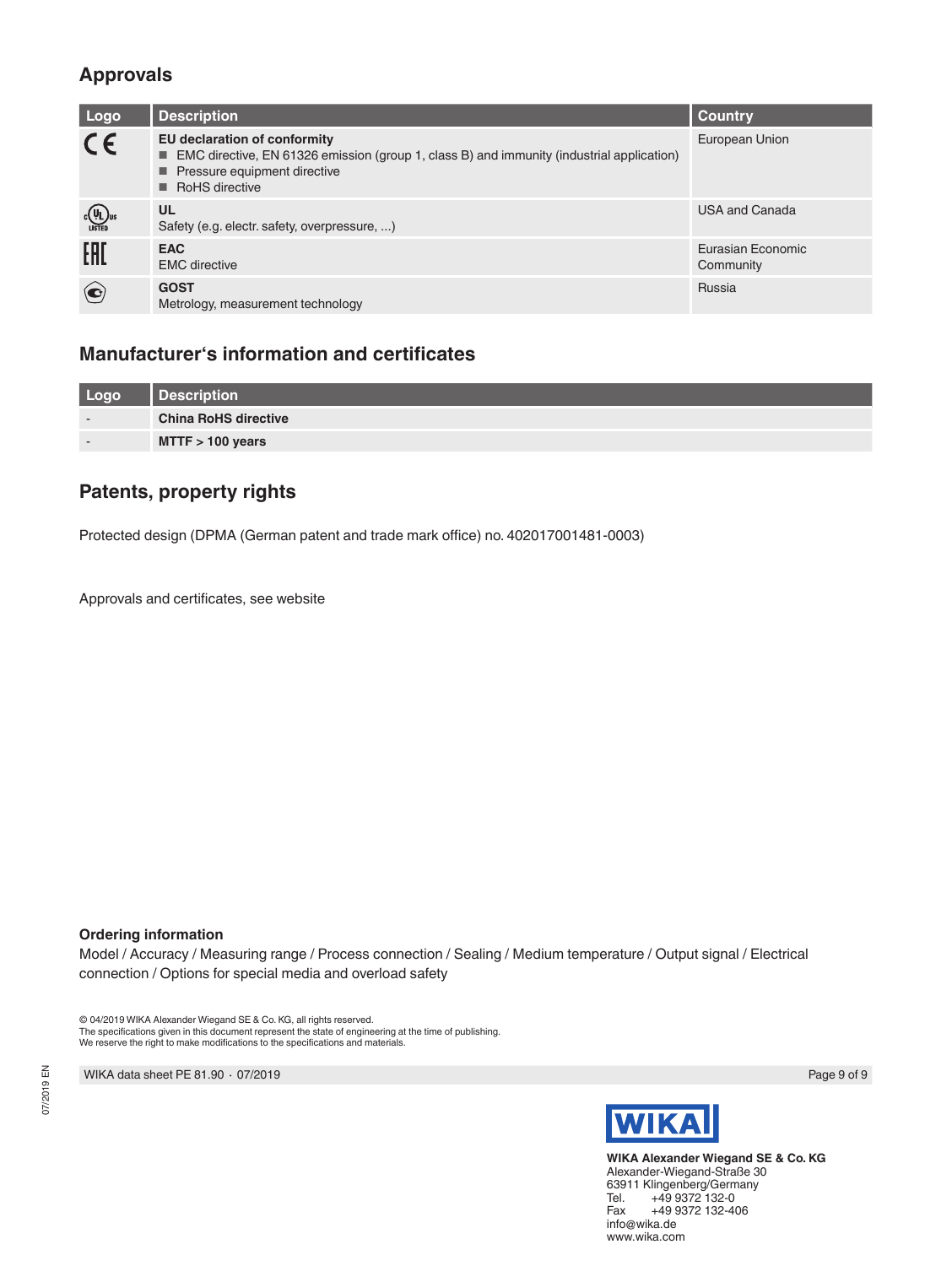## Approvals

| Logo | Description | Country |
| --- | --- | --- |
| | **EU declaration of conformity**<br>■ EMC directive, EN 61326 emission (group 1, class B) and immunity (industrial application)<br>■ Pressure equipment directive<br>■ RoHS directive | European Union |
| | **UL**<br>Safety (e.g. electr. safety, overpressure, ...) | USA and Canada |
| | **EAC**<br>EMC directive | Eurasian Economic Community |
| | **GOST**<br>Metrology, measurement technology | Russia |

## Manufacturer's information and certificates

| Logo | Description |
| --- | --- |
| - | **China RoHS directive** |
| - | **MTTF > 100 years** |

## Patents, property rights

Protected design (DPMA (German patent and trade mark office) no. 402017001481-0003)

Approvals and certificates, see website

**Ordering information**

Model / Accuracy / Measuring range / Process connection / Sealing / Medium temperature / Output signal / Electrical connection / Options for special media and overload safety

© 04/2019 WIKA Alexander Wiegand SE & Co. KG, all rights reserved.
The specifications given in this document represent the state of engineering at the time of publishing.
We reserve the right to make modifications to the specifications and materials.

**WIKA Alexander Wiegand SE & Co. KG**
Alexander-Wiegand-Straße 30
63911 Klingenberg/Germany
Tel. +49 9372 132-0
Fax +49 9372 132-406
info@wika.de
www.wika.com